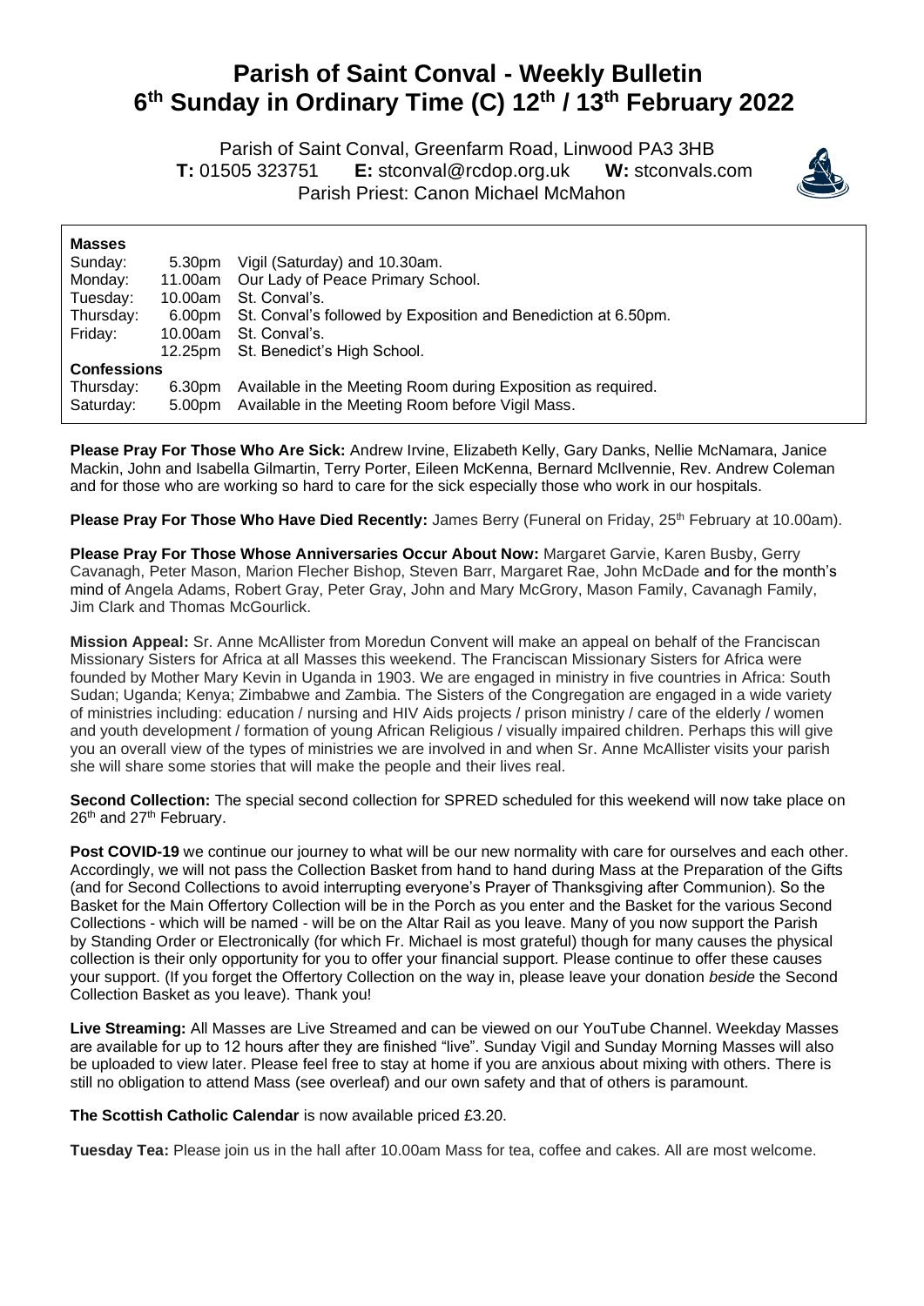# Parish of Saint Conval - Weekly Bulletin
# 6th Sunday in Ordinary Time (C) 12th / 13th February 2022

Parish of Saint Conval, Greenfarm Road, Linwood PA3 3HB
**T:** 01505 323751 **E:** stconval@rcdop.org.uk **W:** stconvals.com
Parish Priest: Canon Michael McMahon

**Masses**

| | | |
|---|---|---|
| Sunday: | 5.30pm | Vigil (Saturday) and 10.30am. |
| Monday: | 11.00am | Our Lady of Peace Primary School. |
| Tuesday: | 10.00am | St. Conval's. |
| Thursday: | 6.00pm | St. Conval's followed by Exposition and Benediction at 6.50pm. |
| Friday: | 10.00am | St. Conval's. |
| | 12.25pm | St. Benedict's High School. |

**Confessions**

| | | |
|---|---|---|
| Thursday: | 6.30pm | Available in the Meeting Room during Exposition as required. |
| Saturday: | 5.00pm | Available in the Meeting Room before Vigil Mass. |

**Please Pray For Those Who Are Sick:** Andrew Irvine, Elizabeth Kelly, Gary Danks, Nellie McNamara, Janice Mackin, John and Isabella Gilmartin, Terry Porter, Eileen McKenna, Bernard McIlvennie, Rev. Andrew Coleman and for those who are working so hard to care for the sick especially those who work in our hospitals.

**Please Pray For Those Who Have Died Recently:** James Berry (Funeral on Friday, 25th February at 10.00am).

**Please Pray For Those Whose Anniversaries Occur About Now:** Margaret Garvie, Karen Busby, Gerry Cavanagh, Peter Mason, Marion Flecher Bishop, Steven Barr, Margaret Rae, John McDade and for the month's mind of Angela Adams, Robert Gray, Peter Gray, John and Mary McGrory, Mason Family, Cavanagh Family, Jim Clark and Thomas McGourlick.

**Mission Appeal:** Sr. Anne McAllister from Moredun Convent will make an appeal on behalf of the Franciscan Missionary Sisters for Africa at all Masses this weekend. The Franciscan Missionary Sisters for Africa were founded by Mother Mary Kevin in Uganda in 1903. We are engaged in ministry in five countries in Africa: South Sudan; Uganda; Kenya; Zimbabwe and Zambia. The Sisters of the Congregation are engaged in a wide variety of ministries including: education / nursing and HIV Aids projects / prison ministry / care of the elderly / women and youth development / formation of young African Religious / visually impaired children. Perhaps this will give you an overall view of the types of ministries we are involved in and when Sr. Anne McAllister visits your parish she will share some stories that will make the people and their lives real.

**Second Collection:** The special second collection for SPRED scheduled for this weekend will now take place on 26th and 27th February.

**Post COVID-19** we continue our journey to what will be our new normality with care for ourselves and each other. Accordingly, we will not pass the Collection Basket from hand to hand during Mass at the Preparation of the Gifts (and for Second Collections to avoid interrupting everyone's Prayer of Thanksgiving after Communion). So the Basket for the Main Offertory Collection will be in the Porch as you enter and the Basket for the various Second Collections - which will be named - will be on the Altar Rail as you leave. Many of you now support the Parish by Standing Order or Electronically (for which Fr. Michael is most grateful) though for many causes the physical collection is their only opportunity for you to offer your financial support. Please continue to offer these causes your support. (If you forget the Offertory Collection on the way in, please leave your donation *beside* the Second Collection Basket as you leave). Thank you!

**Live Streaming:** All Masses are Live Streamed and can be viewed on our YouTube Channel. Weekday Masses are available for up to 12 hours after they are finished "live". Sunday Vigil and Sunday Morning Masses will also be uploaded to view later. Please feel free to stay at home if you are anxious about mixing with others. There is still no obligation to attend Mass (see overleaf) and our own safety and that of others is paramount.

**The Scottish Catholic Calendar** is now available priced £3.20.

**Tuesday Tea:** Please join us in the hall after 10.00am Mass for tea, coffee and cakes. All are most welcome.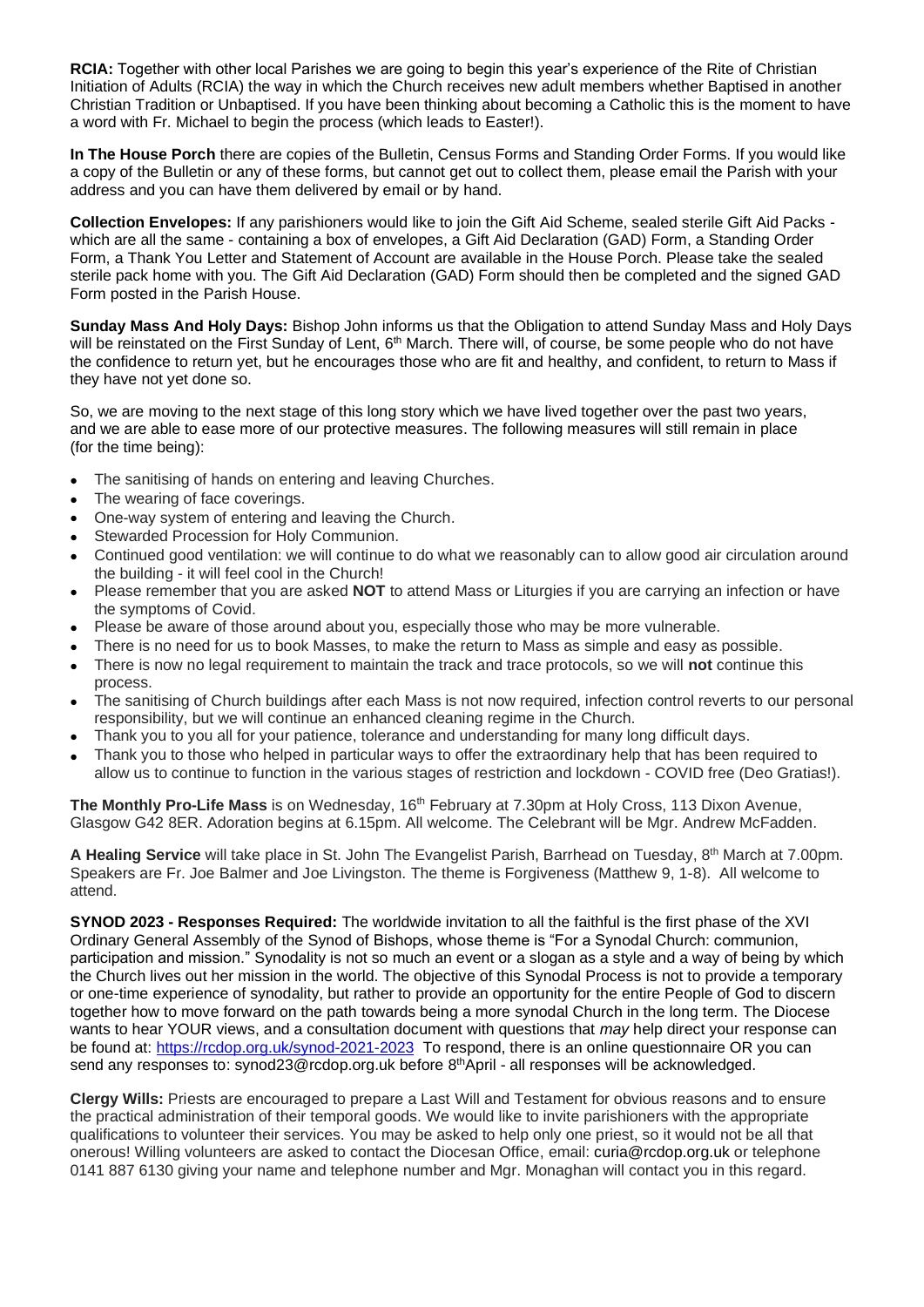**RCIA:** Together with other local Parishes we are going to begin this year's experience of the Rite of Christian Initiation of Adults (RCIA) the way in which the Church receives new adult members whether Baptised in another Christian Tradition or Unbaptised. If you have been thinking about becoming a Catholic this is the moment to have a word with Fr. Michael to begin the process (which leads to Easter!).

**In The House Porch** there are copies of the Bulletin, Census Forms and Standing Order Forms. If you would like a copy of the Bulletin or any of these forms, but cannot get out to collect them, please email the Parish with your address and you can have them delivered by email or by hand.

**Collection Envelopes:** If any parishioners would like to join the Gift Aid Scheme, sealed sterile Gift Aid Packs - which are all the same - containing a box of envelopes, a Gift Aid Declaration (GAD) Form, a Standing Order Form, a Thank You Letter and Statement of Account are available in the House Porch. Please take the sealed sterile pack home with you. The Gift Aid Declaration (GAD) Form should then be completed and the signed GAD Form posted in the Parish House.

**Sunday Mass And Holy Days:** Bishop John informs us that the Obligation to attend Sunday Mass and Holy Days will be reinstated on the First Sunday of Lent, 6th March. There will, of course, be some people who do not have the confidence to return yet, but he encourages those who are fit and healthy, and confident, to return to Mass if they have not yet done so.

So, we are moving to the next stage of this long story which we have lived together over the past two years, and we are able to ease more of our protective measures. The following measures will still remain in place (for the time being):

- The sanitising of hands on entering and leaving Churches.
- The wearing of face coverings.
- One-way system of entering and leaving the Church.
- Stewarded Procession for Holy Communion.
- Continued good ventilation: we will continue to do what we reasonably can to allow good air circulation around the building - it will feel cool in the Church!
- Please remember that you are asked **NOT** to attend Mass or Liturgies if you are carrying an infection or have the symptoms of Covid.
- Please be aware of those around about you, especially those who may be more vulnerable.
- There is no need for us to book Masses, to make the return to Mass as simple and easy as possible.
- There is now no legal requirement to maintain the track and trace protocols, so we will **not** continue this process.
- The sanitising of Church buildings after each Mass is not now required, infection control reverts to our personal responsibility, but we will continue an enhanced cleaning regime in the Church.
- Thank you to you all for your patience, tolerance and understanding for many long difficult days.
- Thank you to those who helped in particular ways to offer the extraordinary help that has been required to allow us to continue to function in the various stages of restriction and lockdown - COVID free (Deo Gratias!).

**The Monthly Pro-Life Mass** is on Wednesday, 16th February at 7.30pm at Holy Cross, 113 Dixon Avenue, Glasgow G42 8ER. Adoration begins at 6.15pm. All welcome. The Celebrant will be Mgr. Andrew McFadden.

**A Healing Service** will take place in St. John The Evangelist Parish, Barrhead on Tuesday, 8th March at 7.00pm. Speakers are Fr. Joe Balmer and Joe Livingston. The theme is Forgiveness (Matthew 9, 1-8). All welcome to attend.

**SYNOD 2023 - Responses Required:** The worldwide invitation to all the faithful is the first phase of the XVI Ordinary General Assembly of the Synod of Bishops, whose theme is "For a Synodal Church: communion, participation and mission." Synodality is not so much an event or a slogan as a style and a way of being by which the Church lives out her mission in the world. The objective of this Synodal Process is not to provide a temporary or one-time experience of synodality, but rather to provide an opportunity for the entire People of God to discern together how to move forward on the path towards being a more synodal Church in the long term. The Diocese wants to hear YOUR views, and a consultation document with questions that *may* help direct your response can be found at: https://rcdop.org.uk/synod-2021-2023 To respond, there is an online questionnaire OR you can send any responses to: synod23@rcdop.org.uk before 8th April - all responses will be acknowledged.

**Clergy Wills:** Priests are encouraged to prepare a Last Will and Testament for obvious reasons and to ensure the practical administration of their temporal goods. We would like to invite parishioners with the appropriate qualifications to volunteer their services. You may be asked to help only one priest, so it would not be all that onerous! Willing volunteers are asked to contact the Diocesan Office, email: curia@rcdop.org.uk or telephone 0141 887 6130 giving your name and telephone number and Mgr. Monaghan will contact you in this regard.